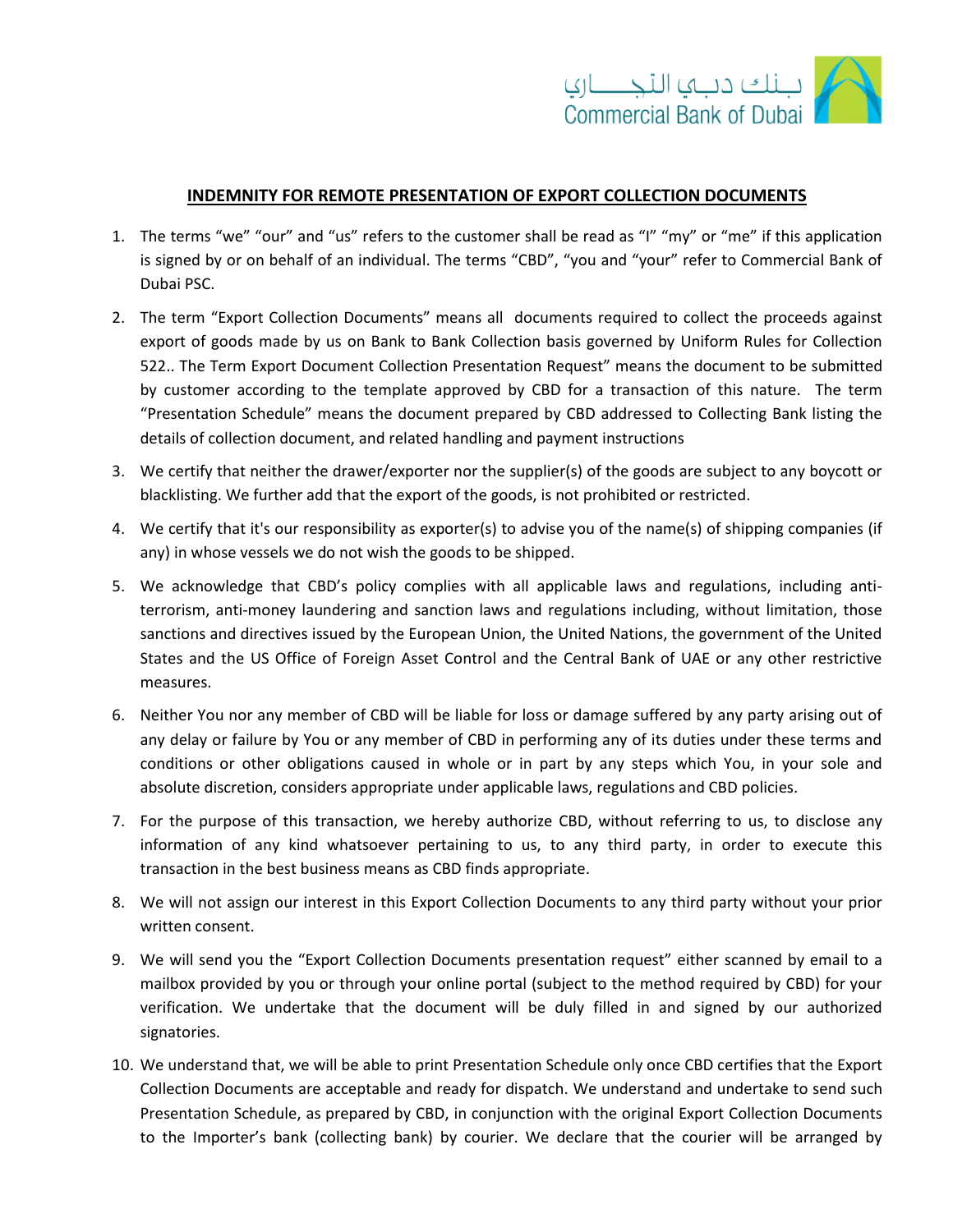# INDEMNITY FOR REMOTE PRESENTATION OF EXPORT COLLECTION DOCUMENTS

1. The terms "we" "our" and "us" refers to the customer shall be read as "I" "my" or "me" if this application is signed by or on behalf of an individual. The terms "CBD", "you and "your" refer to Commercial Bank of Dubai PSC.

2. The term "Export Collection Documents" means all documents required to collect the proceeds against export of goods made by us on Bank to Bank Collection basis governed by Uniform Rules for Collection 522.. The Term Export Document Collection Presentation Request" means the document to be submitted by customer according to the template approved by CBD for a transaction of this nature. The term "Presentation Schedule" means the document prepared by CBD addressed to Collecting Bank listing the details of collection document, and related handling and payment instructions

3. We certify that neither the drawer/exporter nor the supplier(s) of the goods are subject to any boycott or blacklisting. We further add that the export of the goods, is not prohibited or restricted.

4. We certify that it's our responsibility as exporter(s) to advise you of the name(s) of shipping companies (if any) in whose vessels we do not wish the goods to be shipped.

5. We acknowledge that CBD's policy complies with all applicable laws and regulations, including anti-terrorism, anti-money laundering and sanction laws and regulations including, without limitation, those sanctions and directives issued by the European Union, the United Nations, the government of the United States and the US Office of Foreign Asset Control and the Central Bank of UAE or any other restrictive measures.

6. Neither You nor any member of CBD will be liable for loss or damage suffered by any party arising out of any delay or failure by You or any member of CBD in performing any of its duties under these terms and conditions or other obligations caused in whole or in part by any steps which You, in your sole and absolute discretion, considers appropriate under applicable laws, regulations and CBD policies.

7. For the purpose of this transaction, we hereby authorize CBD, without referring to us, to disclose any information of any kind whatsoever pertaining to us, to any third party, in order to execute this transaction in the best business means as CBD finds appropriate.

8. We will not assign our interest in this Export Collection Documents to any third party without your prior written consent.

9. We will send you the "Export Collection Documents presentation request" either scanned by email to a mailbox provided by you or through your online portal (subject to the method required by CBD) for your verification. We undertake that the document will be duly filled in and signed by our authorized signatories.

10. We understand that, we will be able to print Presentation Schedule only once CBD certifies that the Export Collection Documents are acceptable and ready for dispatch. We understand and undertake to send such Presentation Schedule, as prepared by CBD, in conjunction with the original Export Collection Documents to the Importer's bank (collecting bank) by courier. We declare that the courier will be arranged by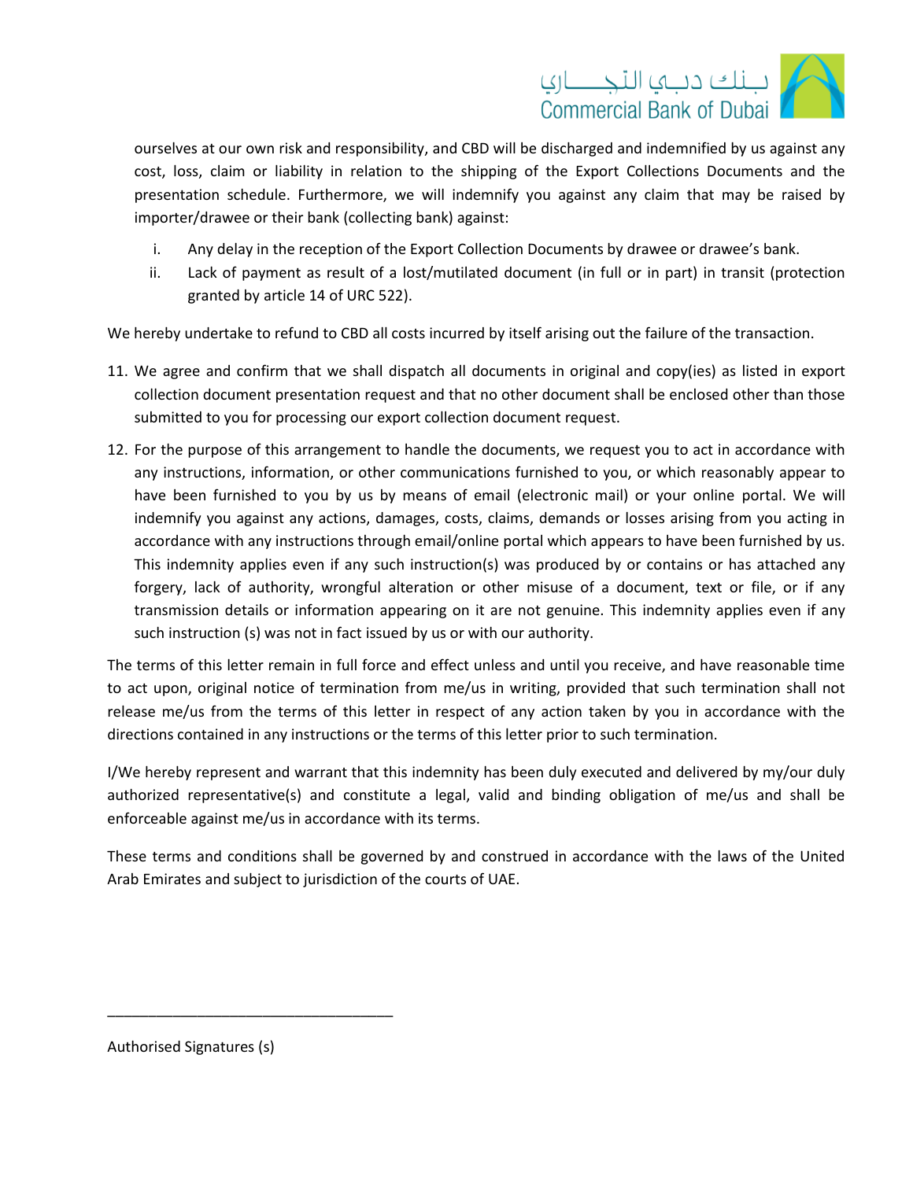ourselves at our own risk and responsibility, and CBD will be discharged and indemnified by us against any cost, loss, claim or liability in relation to the shipping of the Export Collections Documents and the presentation schedule. Furthermore, we will indemnify you against any claim that may be raised by importer/drawee or their bank (collecting bank) against:

i. Any delay in the reception of the Export Collection Documents by drawee or drawee's bank.
ii. Lack of payment as result of a lost/mutilated document (in full or in part) in transit (protection granted by article 14 of URC 522).

We hereby undertake to refund to CBD all costs incurred by itself arising out the failure of the transaction.

11. We agree and confirm that we shall dispatch all documents in original and copy(ies) as listed in export collection document presentation request and that no other document shall be enclosed other than those submitted to you for processing our export collection document request.

12. For the purpose of this arrangement to handle the documents, we request you to act in accordance with any instructions, information, or other communications furnished to you, or which reasonably appear to have been furnished to you by us by means of email (electronic mail) or your online portal. We will indemnify you against any actions, damages, costs, claims, demands or losses arising from you acting in accordance with any instructions through email/online portal which appears to have been furnished by us. This indemnity applies even if any such instruction(s) was produced by or contains or has attached any forgery, lack of authority, wrongful alteration or other misuse of a document, text or file, or if any transmission details or information appearing on it are not genuine. This indemnity applies even if any such instruction (s) was not in fact issued by us or with our authority.

The terms of this letter remain in full force and effect unless and until you receive, and have reasonable time to act upon, original notice of termination from me/us in writing, provided that such termination shall not release me/us from the terms of this letter in respect of any action taken by you in accordance with the directions contained in any instructions or the terms of this letter prior to such termination.

I/We hereby represent and warrant that this indemnity has been duly executed and delivered by my/our duly authorized representative(s) and constitute a legal, valid and binding obligation of me/us and shall be enforceable against me/us in accordance with its terms.

These terms and conditions shall be governed by and construed in accordance with the laws of the United Arab Emirates and subject to jurisdiction of the courts of UAE.

___________________________________

Authorised Signatures (s)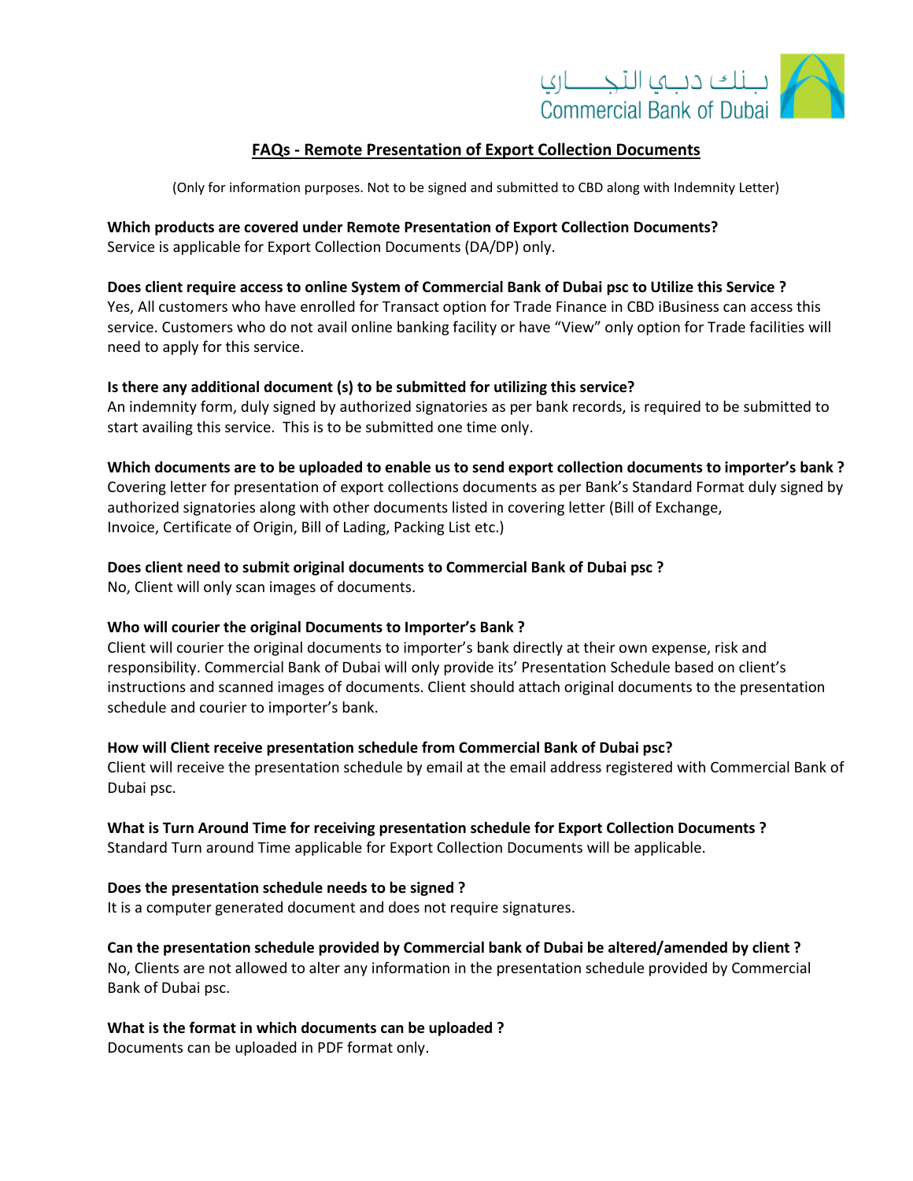## FAQs - Remote Presentation of Export Collection Documents

(Only for information purposes. Not to be signed and submitted to CBD along with Indemnity Letter)

**Which products are covered under Remote Presentation of Export Collection Documents?**
Service is applicable for Export Collection Documents (DA/DP) only.

**Does client require access to online System of Commercial Bank of Dubai psc to Utilize this Service ?**
Yes, All customers who have enrolled for Transact option for Trade Finance in CBD iBusiness can access this service. Customers who do not avail online banking facility or have "View" only option for Trade facilities will need to apply for this service.

**Is there any additional document (s) to be submitted for utilizing this service?**
An indemnity form, duly signed by authorized signatories as per bank records, is required to be submitted to start availing this service. This is to be submitted one time only.

**Which documents are to be uploaded to enable us to send export collection documents to importer's bank ?**
Covering letter for presentation of export collections documents as per Bank's Standard Format duly signed by authorized signatories along with other documents listed in covering letter (Bill of Exchange, Invoice, Certificate of Origin, Bill of Lading, Packing List etc.)

**Does client need to submit original documents to Commercial Bank of Dubai psc ?**
No, Client will only scan images of documents.

**Who will courier the original Documents to Importer's Bank ?**
Client will courier the original documents to importer's bank directly at their own expense, risk and responsibility. Commercial Bank of Dubai will only provide its' Presentation Schedule based on client's instructions and scanned images of documents. Client should attach original documents to the presentation schedule and courier to importer's bank.

**How will Client receive presentation schedule from Commercial Bank of Dubai psc?**
Client will receive the presentation schedule by email at the email address registered with Commercial Bank of Dubai psc.

**What is Turn Around Time for receiving presentation schedule for Export Collection Documents ?**
Standard Turn around Time applicable for Export Collection Documents will be applicable.

**Does the presentation schedule needs to be signed ?**
It is a computer generated document and does not require signatures.

**Can the presentation schedule provided by Commercial bank of Dubai be altered/amended by client ?**
No, Clients are not allowed to alter any information in the presentation schedule provided by Commercial Bank of Dubai psc.

**What is the format in which documents can be uploaded ?**
Documents can be uploaded in PDF format only.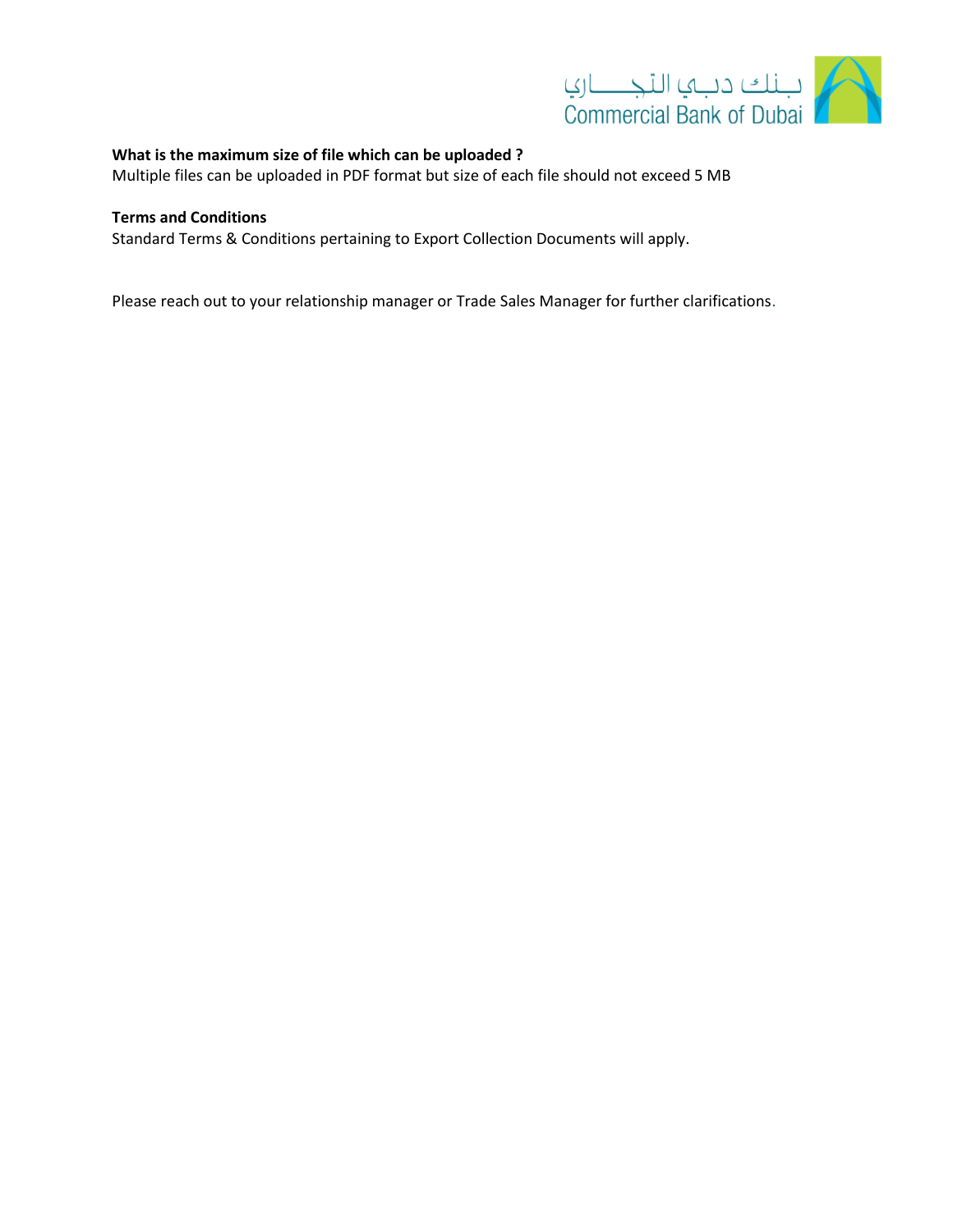**What is the maximum size of file which can be uploaded ?**

Multiple files can be uploaded in PDF format but size of each file should not exceed 5 MB

**Terms and Conditions**

Standard Terms & Conditions pertaining to Export Collection Documents will apply.

Please reach out to your relationship manager or Trade Sales Manager for further clarifications.